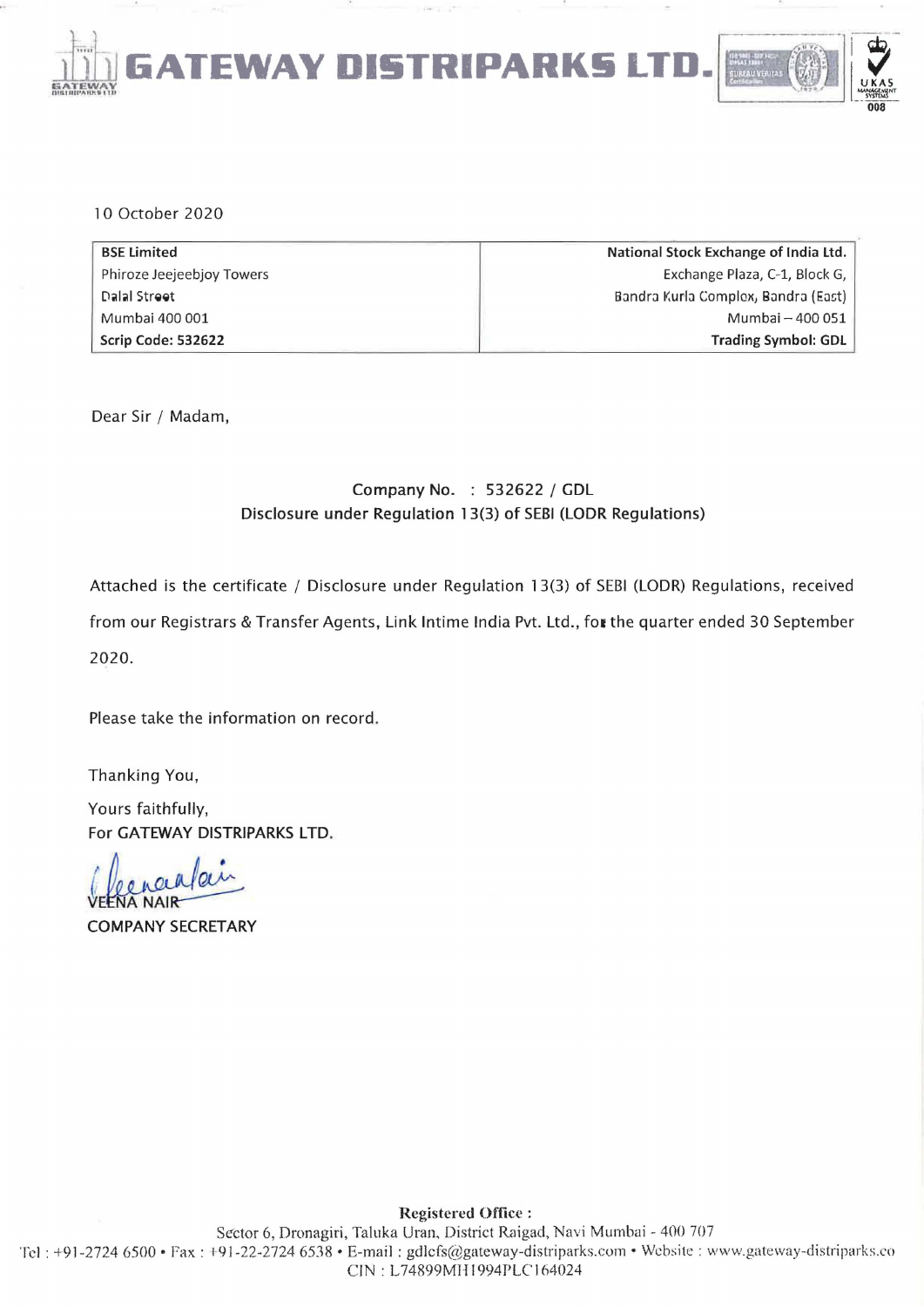# GATEWAY DISTRIPARKS LTD.

10 October 2020

| BSE Limited | National Stock Exchange of India Ltd. |
|---|---|
| Phiroze Jeejeebjoy Towers | Exchange Plaza, C-1, Block G, |
| Dalal Street | Bandra Kurla Complex, Bandra (East) |
| Mumbai 400 001 | Mumbai – 400 051 |
| **Scrip Code: 532622** | **Trading Symbol: GDL** |

Dear Sir / Madam,

Company No. : 532622 / GDL
Disclosure under Regulation 13(3) of SEBI (LODR Regulations)

Attached is the certificate / Disclosure under Regulation 13(3) of SEBI (LODR) Regulations, received from our Registrars & Transfer Agents, Link Intime India Pvt. Ltd., for the quarter ended 30 September 2020.

Please take the information on record.

Thanking You,

Yours faithfully,
For GATEWAY DISTRIPARKS LTD.

VEENA NAIR
COMPANY SECRETARY

**Registered Office :**
Sector 6, Dronagiri, Taluka Uran, District Raigad, Navi Mumbai - 400 707
Tel : +91-2724 6500 • Fax : +91-22-2724 6538 • E-mail : gdlcfs@gateway-distriparks.com • Website : www.gateway-distriparks.co
CIN : L74899MH1994PLC164024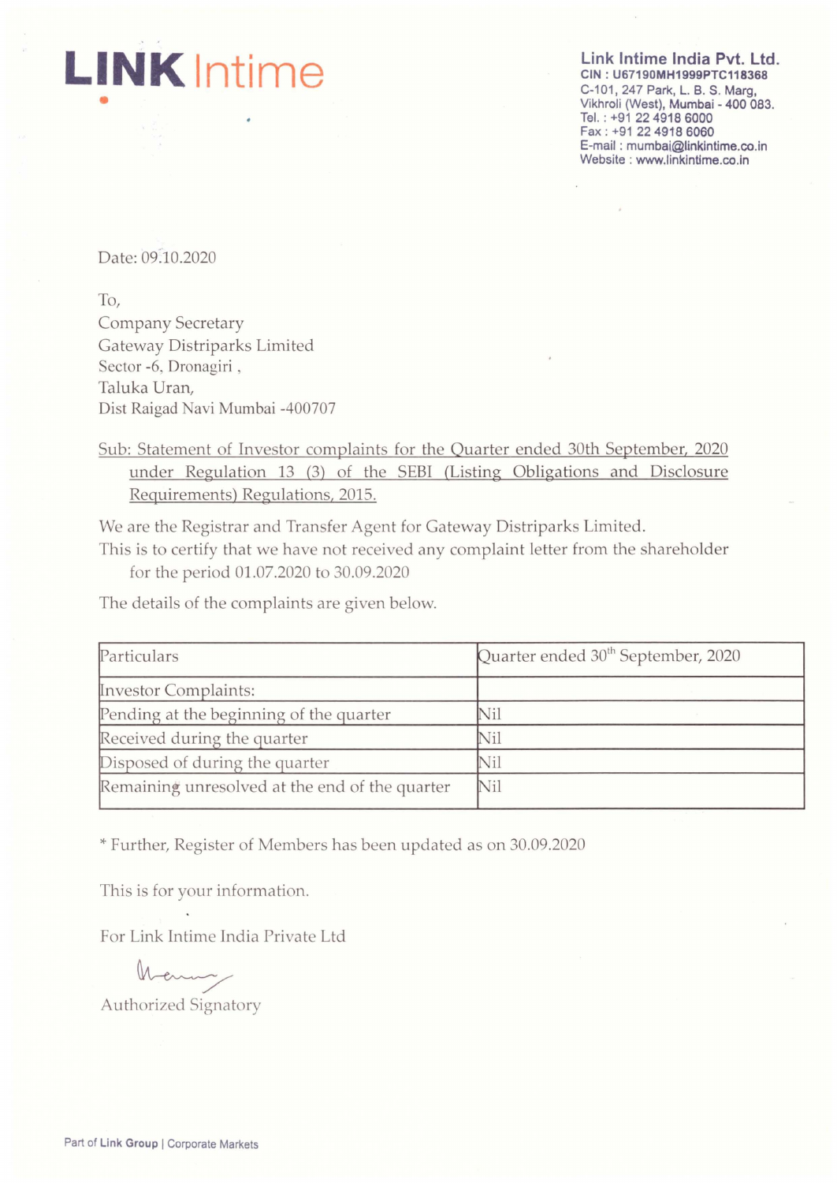**LINK Intime**

**Link Intime India Pvt. Ltd.**
CIN : U67190MH1999PTC118368
C-101, 247 Park, L. B. S. Marg,
Vikhroli (West), Mumbai - 400 083.
Tel. : +91 22 4918 6000
Fax : +91 22 4918 6060
E-mail : mumbai@linkintime.co.in
Website : www.linkintime.co.in

Date: 09.10.2020

To,
Company Secretary
Gateway Distriparks Limited
Sector -6, Dronagiri ,
Taluka Uran,
Dist Raigad Navi Mumbai -400707

Sub: Statement of Investor complaints for the Quarter ended 30th September, 2020 under Regulation 13 (3) of the SEBI (Listing Obligations and Disclosure Requirements) Regulations, 2015.

We are the Registrar and Transfer Agent for Gateway Distriparks Limited.
This is to certify that we have not received any complaint letter from the shareholder for the period 01.07.2020 to 30.09.2020

The details of the complaints are given below.

| Particulars | Quarter ended 30th September, 2020 |
|---|---|
| Investor Complaints: | |
| Pending at the beginning of the quarter | Nil |
| Received during the quarter | Nil |
| Disposed of during the quarter | Nil |
| Remaining unresolved at the end of the quarter | Nil |

* Further, Register of Members has been updated as on 30.09.2020

This is for your information.

For Link Intime India Private Ltd

Authorized Signatory

Part of Link Group | Corporate Markets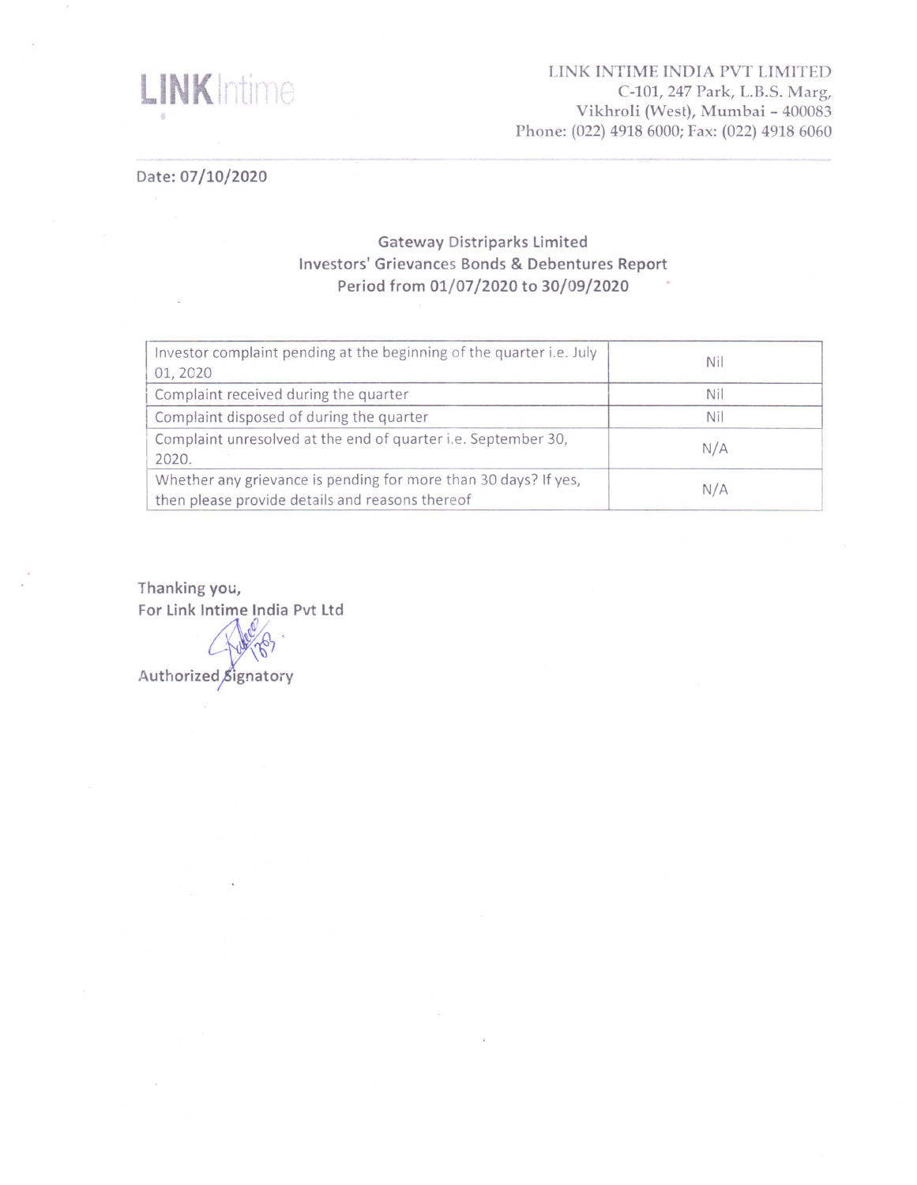**LINK**Intime

LINK INTIME INDIA PVT LIMITED
C-101, 247 Park, L.B.S. Marg,
Vikhroli (West), Mumbai – 400083
Phone: (022) 4918 6000; Fax: (022) 4918 6060

Date: 07/10/2020

## Gateway Distriparks Limited
## Investors' Grievances Bonds & Debentures Report
## Period from 01/07/2020 to 30/09/2020

| | |
|---|---|
| Investor complaint pending at the beginning of the quarter i.e. July 01, 2020 | Nil |
| Complaint received during the quarter | Nil |
| Complaint disposed of during the quarter | Nil |
| Complaint unresolved at the end of quarter i.e. September 30, 2020. | N/A |
| Whether any grievance is pending for more than 30 days? If yes, then please provide details and reasons thereof | N/A |

Thanking you,
For Link Intime India Pvt Ltd

Authorized Signatory